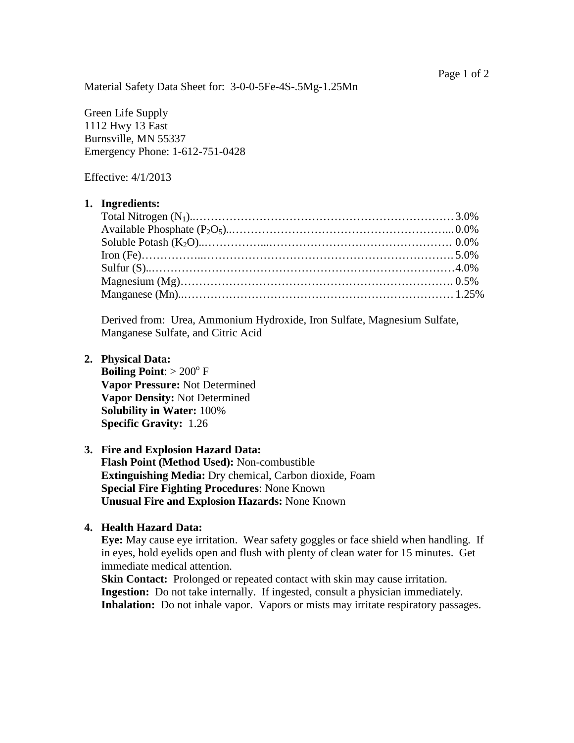Material Safety Data Sheet for: 3-0-0-5Fe-4S-.5Mg-1.25Mn

Green Life Supply
1112 Hwy 13 East
Burnsville, MN 55337
Emergency Phone: 1-612-751-0428

Effective: 4/1/2013

1. **Ingredients:**

| Ingredient | % |
|---|---|
| Total Nitrogen ($N_1$) | 3.0% |
| Available Phosphate ($P_2O_5$) | 0.0% |
| Soluble Potash ($K_2O$) | 0.0% |
| Iron (Fe) | 5.0% |
| Sulfur (S) | 4.0% |
| Magnesium (Mg) | 0.5% |
| Manganese (Mn) | 1.25% |

   Derived from: Urea, Ammonium Hydroxide, Iron Sulfate, Magnesium Sulfate, Manganese Sulfate, and Citric Acid

2. **Physical Data:**
   **Boiling Point**: > 200$^{o}$ F
   **Vapor Pressure:** Not Determined
   **Vapor Density:** Not Determined
   **Solubility in Water:** 100%
   **Specific Gravity:** 1.26

3. **Fire and Explosion Hazard Data:**
   **Flash Point (Method Used):** Non-combustible
   **Extinguishing Media:** Dry chemical, Carbon dioxide, Foam
   **Special Fire Fighting Procedures**: None Known
   **Unusual Fire and Explosion Hazards:** None Known

4. **Health Hazard Data:**
   **Eye:** May cause eye irritation. Wear safety goggles or face shield when handling. If in eyes, hold eyelids open and flush with plenty of clean water for 15 minutes. Get immediate medical attention.
   **Skin Contact:** Prolonged or repeated contact with skin may cause irritation.
   **Ingestion:** Do not take internally. If ingested, consult a physician immediately.
   **Inhalation:** Do not inhale vapor. Vapors or mists may irritate respiratory passages.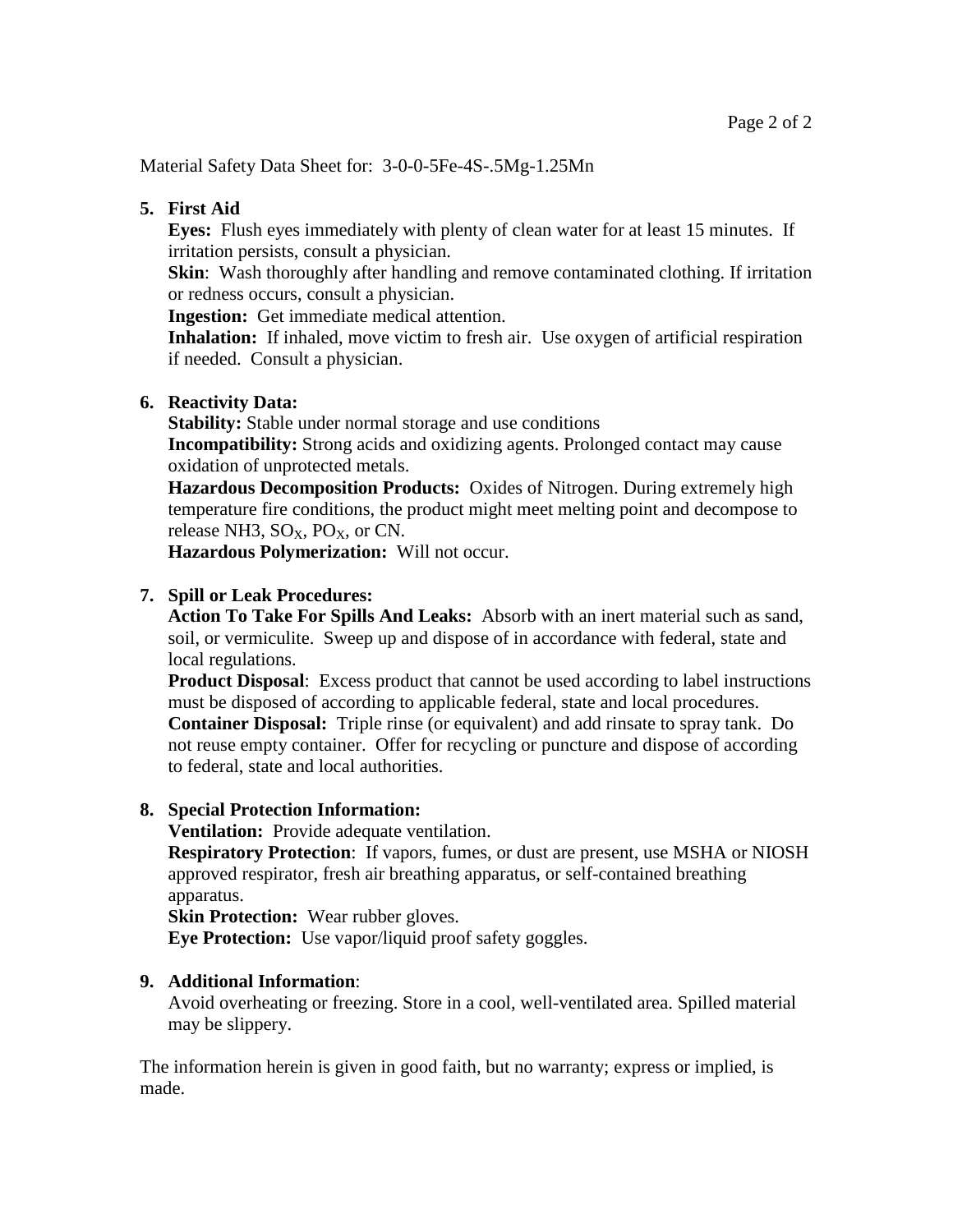Material Safety Data Sheet for: 3-0-0-5Fe-4S-.5Mg-1.25Mn

5. **First Aid**
   **Eyes:** Flush eyes immediately with plenty of clean water for at least 15 minutes. If irritation persists, consult a physician.
   **Skin**: Wash thoroughly after handling and remove contaminated clothing. If irritation or redness occurs, consult a physician.
   **Ingestion:** Get immediate medical attention.
   **Inhalation:** If inhaled, move victim to fresh air. Use oxygen of artificial respiration if needed. Consult a physician.

6. **Reactivity Data:**
   **Stability:** Stable under normal storage and use conditions
   **Incompatibility:** Strong acids and oxidizing agents. Prolonged contact may cause oxidation of unprotected metals.
   **Hazardous Decomposition Products:** Oxides of Nitrogen. During extremely high temperature fire conditions, the product might meet melting point and decompose to release NH3, $SO_X$, $PO_X$, or CN.
   **Hazardous Polymerization:** Will not occur.

7. **Spill or Leak Procedures:**
   **Action To Take For Spills And Leaks:** Absorb with an inert material such as sand, soil, or vermiculite. Sweep up and dispose of in accordance with federal, state and local regulations.
   **Product Disposal**: Excess product that cannot be used according to label instructions must be disposed of according to applicable federal, state and local procedures.
   **Container Disposal:** Triple rinse (or equivalent) and add rinsate to spray tank. Do not reuse empty container. Offer for recycling or puncture and dispose of according to federal, state and local authorities.

8. **Special Protection Information:**
   **Ventilation:** Provide adequate ventilation.
   **Respiratory Protection**: If vapors, fumes, or dust are present, use MSHA or NIOSH approved respirator, fresh air breathing apparatus, or self-contained breathing apparatus.
   **Skin Protection:** Wear rubber gloves.
   **Eye Protection:** Use vapor/liquid proof safety goggles.

9. **Additional Information**:
   Avoid overheating or freezing. Store in a cool, well-ventilated area. Spilled material may be slippery.

The information herein is given in good faith, but no warranty; express or implied, is made.